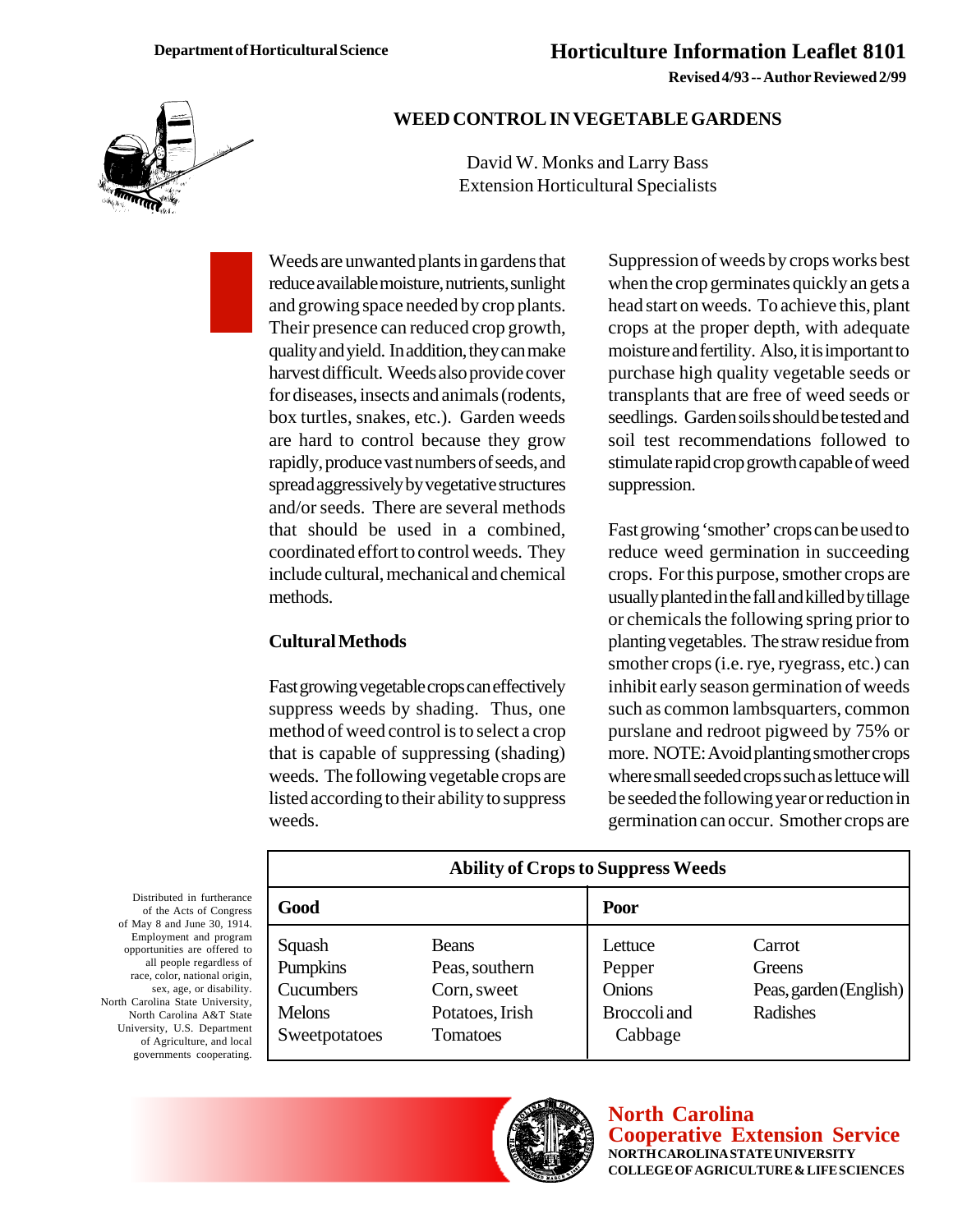Department of Horticultural Science

# Horticulture Information Leaflet 8101

**Revised 4/93 -- Author Reviewed 2/99**

## WEED CONTROL IN VEGETABLE GARDENS

David W. Monks and Larry Bass
Extension Horticultural Specialists

Weeds are unwanted plants in gardens that reduce available moisture, nutrients, sunlight and growing space needed by crop plants. Their presence can reduced crop growth, quality and yield. In addition, they can make harvest difficult. Weeds also provide cover for diseases, insects and animals (rodents, box turtles, snakes, etc.). Garden weeds are hard to control because they grow rapidly, produce vast numbers of seeds, and spread aggressively by vegetative structures and/or seeds. There are several methods that should be used in a combined, coordinated effort to control weeds. They include cultural, mechanical and chemical methods.

### Cultural Methods

Fast growing vegetable crops can effectively suppress weeds by shading. Thus, one method of weed control is to select a crop that is capable of suppressing (shading) weeds. The following vegetable crops are listed according to their ability to suppress weeds.

Suppression of weeds by crops works best when the crop germinates quickly an gets a head start on weeds. To achieve this, plant crops at the proper depth, with adequate moisture and fertility. Also, it is important to purchase high quality vegetable seeds or transplants that are free of weed seeds or seedlings. Garden soils should be tested and soil test recommendations followed to stimulate rapid crop growth capable of weed suppression.

Fast growing 'smother' crops can be used to reduce weed germination in succeeding crops. For this purpose, smother crops are usually planted in the fall and killed by tillage or chemicals the following spring prior to planting vegetables. The straw residue from smother crops (i.e. rye, ryegrass, etc.) can inhibit early season germination of weeds such as common lambsquarters, common purslane and redroot pigweed by 75% or more. NOTE: Avoid planting smother crops where small seeded crops such as lettuce will be seeded the following year or reduction in germination can occur. Smother crops are

**Ability of Crops to Suppress Weeds**

| Good | | Poor | |
|---|---|---|---|
| Squash | Beans | Lettuce | Carrot |
| Pumpkins | Peas, southern | Pepper | Greens |
| Cucumbers | Corn, sweet | Onions | Peas, garden (English) |
| Melons | Potatoes, Irish | Broccoli and Cabbage | Radishes |
| Sweetpotatoes | Tomatoes | | |

Distributed in furtherance of the Acts of Congress of May 8 and June 30, 1914. Employment and program opportunities are offered to all people regardless of race, color, national origin, sex, age, or disability. North Carolina State University, North Carolina A&T State University, U.S. Department of Agriculture, and local governments cooperating.

**North Carolina Cooperative Extension Service**
NORTH CAROLINA STATE UNIVERSITY
COLLEGE OF AGRICULTURE & LIFE SCIENCES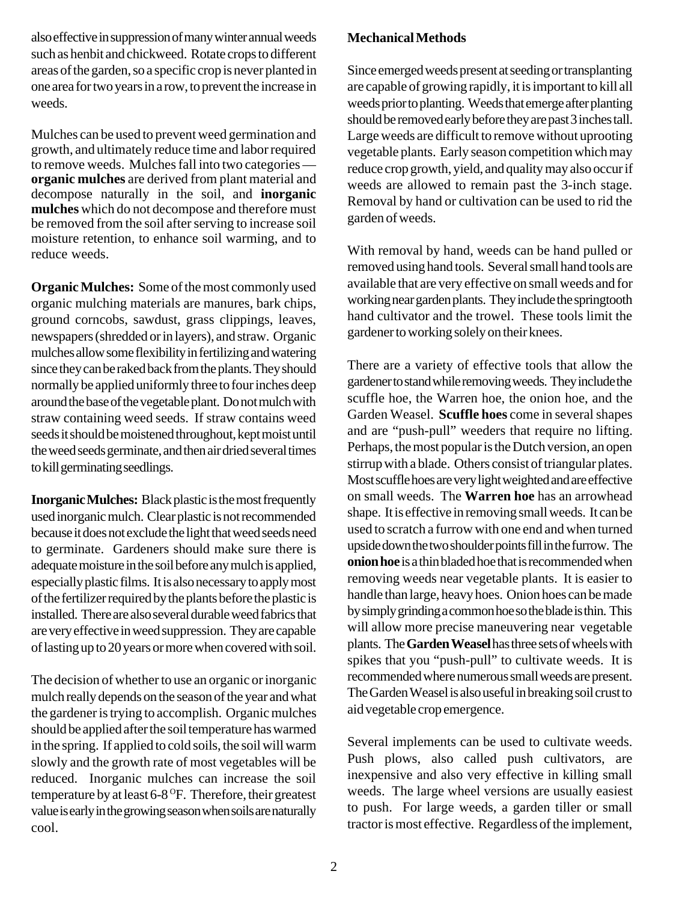also effective in suppression of many winter annual weeds such as henbit and chickweed. Rotate crops to different areas of the garden, so a specific crop is never planted in one area for two years in a row, to prevent the increase in weeds.

Mulches can be used to prevent weed germination and growth, and ultimately reduce time and labor required to remove weeds. Mulches fall into two categories — **organic mulches** are derived from plant material and decompose naturally in the soil, and **inorganic mulches** which do not decompose and therefore must be removed from the soil after serving to increase soil moisture retention, to enhance soil warming, and to reduce weeds.

**Organic Mulches:** Some of the most commonly used organic mulching materials are manures, bark chips, ground corncobs, sawdust, grass clippings, leaves, newspapers (shredded or in layers), and straw. Organic mulches allow some flexibility in fertilizing and watering since they can be raked back from the plants. They should normally be applied uniformly three to four inches deep around the base of the vegetable plant. Do not mulch with straw containing weed seeds. If straw contains weed seeds it should be moistened throughout, kept moist until the weed seeds germinate, and then air dried several times to kill germinating seedlings.

**Inorganic Mulches:** Black plastic is the most frequently used inorganic mulch. Clear plastic is not recommended because it does not exclude the light that weed seeds need to germinate. Gardeners should make sure there is adequate moisture in the soil before any mulch is applied, especially plastic films. It is also necessary to apply most of the fertilizer required by the plants before the plastic is installed. There are also several durable weed fabrics that are very effective in weed suppression. They are capable of lasting up to 20 years or more when covered with soil.

The decision of whether to use an organic or inorganic mulch really depends on the season of the year and what the gardener is trying to accomplish. Organic mulches should be applied after the soil temperature has warmed in the spring. If applied to cold soils, the soil will warm slowly and the growth rate of most vegetables will be reduced. Inorganic mulches can increase the soil temperature by at least 6-8 $^{O}$F. Therefore, their greatest value is early in the growing season when soils are naturally cool.

**Mechanical Methods**

Since emerged weeds present at seeding or transplanting are capable of growing rapidly, it is important to kill all weeds prior to planting. Weeds that emerge after planting should be removed early before they are past 3 inches tall. Large weeds are difficult to remove without uprooting vegetable plants. Early season competition which may reduce crop growth, yield, and quality may also occur if weeds are allowed to remain past the 3-inch stage. Removal by hand or cultivation can be used to rid the garden of weeds.

With removal by hand, weeds can be hand pulled or removed using hand tools. Several small hand tools are available that are very effective on small weeds and for working near garden plants. They include the springtooth hand cultivator and the trowel. These tools limit the gardener to working solely on their knees.

There are a variety of effective tools that allow the gardener to stand while removing weeds. They include the scuffle hoe, the Warren hoe, the onion hoe, and the Garden Weasel. **Scuffle hoes** come in several shapes and are "push-pull" weeders that require no lifting. Perhaps, the most popular is the Dutch version, an open stirrup with a blade. Others consist of triangular plates. Most scuffle hoes are very light weighted and are effective on small weeds. The **Warren hoe** has an arrowhead shape. It is effective in removing small weeds. It can be used to scratch a furrow with one end and when turned upside down the two shoulder points fill in the furrow. The **onion hoe** is a thin bladed hoe that is recommended when removing weeds near vegetable plants. It is easier to handle than large, heavy hoes. Onion hoes can be made by simply grinding a common hoe so the blade is thin. This will allow more precise maneuvering near vegetable plants. The **Garden Weasel** has three sets of wheels with spikes that you "push-pull" to cultivate weeds. It is recommended where numerous small weeds are present. The Garden Weasel is also useful in breaking soil crust to aid vegetable crop emergence.

Several implements can be used to cultivate weeds. Push plows, also called push cultivators, are inexpensive and also very effective in killing small weeds. The large wheel versions are usually easiest to push. For large weeds, a garden tiller or small tractor is most effective. Regardless of the implement,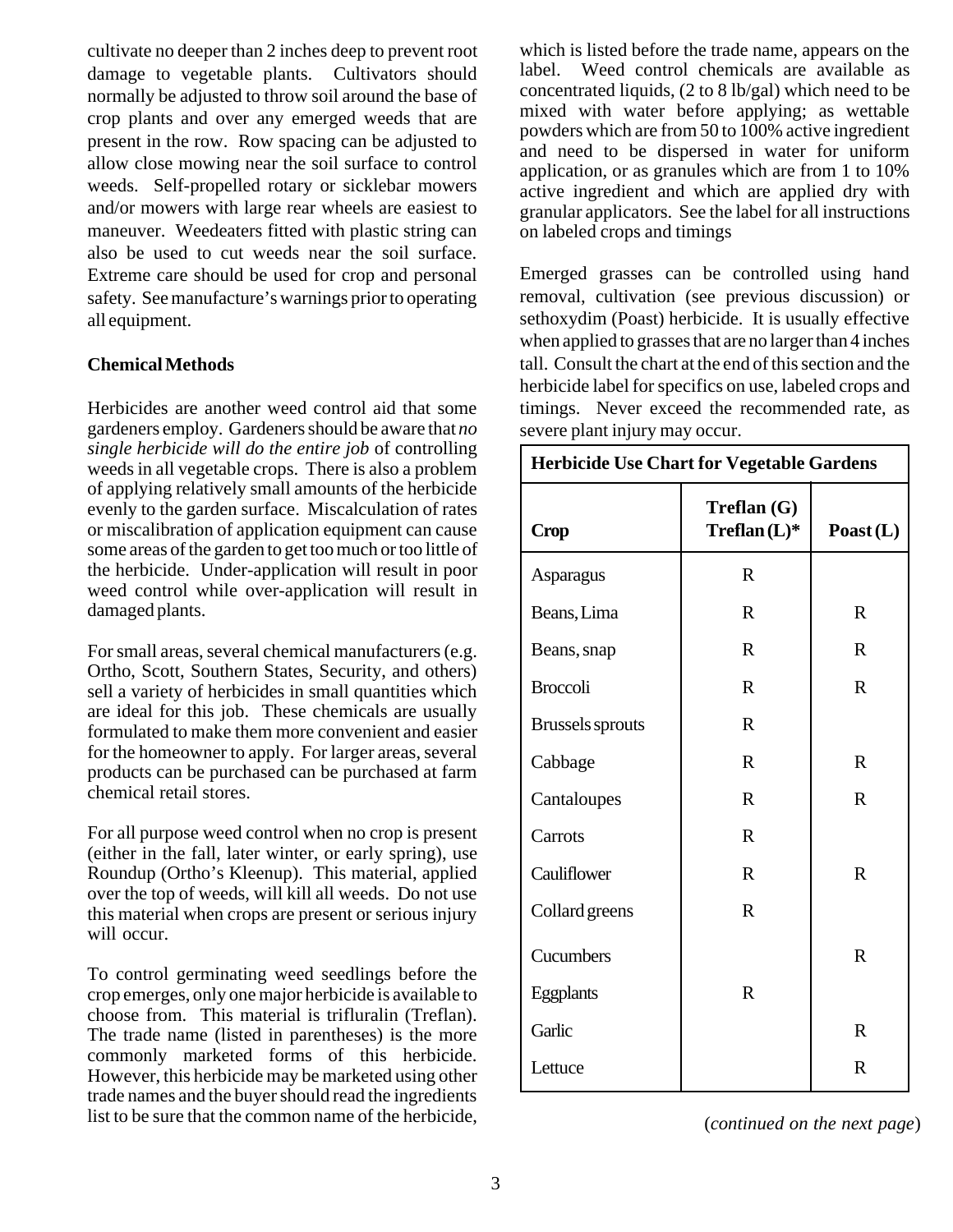cultivate no deeper than 2 inches deep to prevent root damage to vegetable plants. Cultivators should normally be adjusted to throw soil around the base of crop plants and over any emerged weeds that are present in the row. Row spacing can be adjusted to allow close mowing near the soil surface to control weeds. Self-propelled rotary or sicklebar mowers and/or mowers with large rear wheels are easiest to maneuver. Weedeaters fitted with plastic string can also be used to cut weeds near the soil surface. Extreme care should be used for crop and personal safety. See manufacture's warnings prior to operating all equipment.

**Chemical Methods**

Herbicides are another weed control aid that some gardeners employ. Gardeners should be aware that *no single herbicide will do the entire job* of controlling weeds in all vegetable crops. There is also a problem of applying relatively small amounts of the herbicide evenly to the garden surface. Miscalculation of rates or miscalibration of application equipment can cause some areas of the garden to get too much or too little of the herbicide. Under-application will result in poor weed control while over-application will result in damaged plants.

For small areas, several chemical manufacturers (e.g. Ortho, Scott, Southern States, Security, and others) sell a variety of herbicides in small quantities which are ideal for this job. These chemicals are usually formulated to make them more convenient and easier for the homeowner to apply. For larger areas, several products can be purchased can be purchased at farm chemical retail stores.

For all purpose weed control when no crop is present (either in the fall, later winter, or early spring), use Roundup (Ortho's Kleenup). This material, applied over the top of weeds, will kill all weeds. Do not use this material when crops are present or serious injury will occur.

To control germinating weed seedlings before the crop emerges, only one major herbicide is available to choose from. This material is trifluralin (Treflan). The trade name (listed in parentheses) is the more commonly marketed forms of this herbicide. However, this herbicide may be marketed using other trade names and the buyer should read the ingredients list to be sure that the common name of the herbicide, which is listed before the trade name, appears on the label. Weed control chemicals are available as concentrated liquids, (2 to 8 lb/gal) which need to be mixed with water before applying; as wettable powders which are from 50 to 100% active ingredient and need to be dispersed in water for uniform application, or as granules which are from 1 to 10% active ingredient and which are applied dry with granular applicators. See the label for all instructions on labeled crops and timings

Emerged grasses can be controlled using hand removal, cultivation (see previous discussion) or sethoxydim (Poast) herbicide. It is usually effective when applied to grasses that are no larger than 4 inches tall. Consult the chart at the end of this section and the herbicide label for specifics on use, labeled crops and timings. Never exceed the recommended rate, as severe plant injury may occur.

**Herbicide Use Chart for Vegetable Gardens**

| Crop | Treflan (G) Treflan (L)* | Poast (L) |
|---|---|---|
| Asparagus | R | |
| Beans, Lima | R | R |
| Beans, snap | R | R |
| Broccoli | R | R |
| Brussels sprouts | R | |
| Cabbage | R | R |
| Cantaloupes | R | R |
| Carrots | R | |
| Cauliflower | R | R |
| Collard greens | R | |
| Cucumbers | | R |
| Eggplants | R | |
| Garlic | | R |
| Lettuce | | R |

(*continued on the next page*)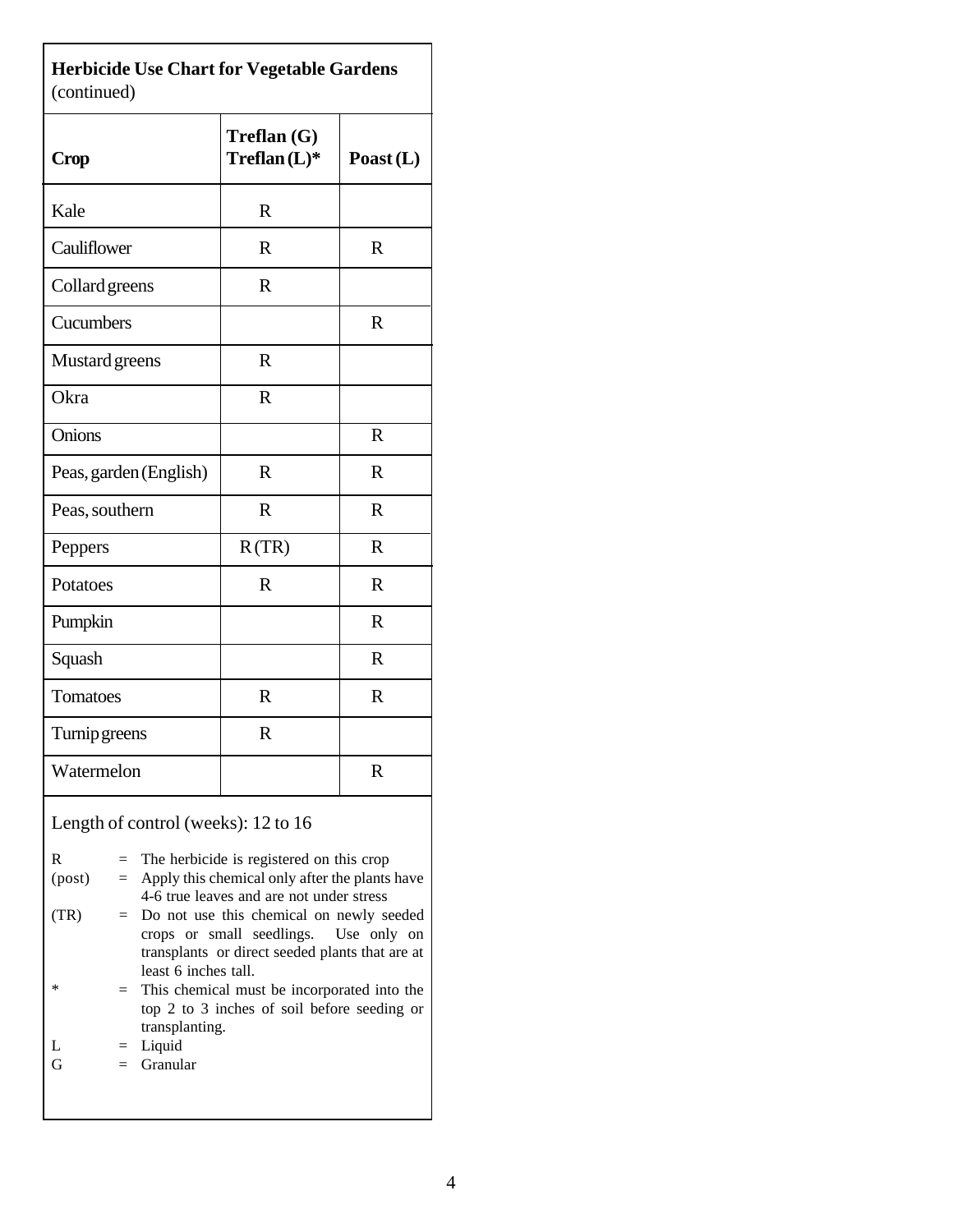**Herbicide Use Chart for Vegetable Gardens** (continued)

| Crop | Treflan (G) Treflan (L)* | Poast (L) |
|---|---|---|
| Kale | R | |
| Cauliflower | R | R |
| Collard greens | R | |
| Cucumbers | | R |
| Mustard greens | R | |
| Okra | R | |
| Onions | | R |
| Peas, garden (English) | R | R |
| Peas, southern | R | R |
| Peppers | R (TR) | R |
| Potatoes | R | R |
| Pumpkin | | R |
| Squash | | R |
| Tomatoes | R | R |
| Turnip greens | R | |
| Watermelon | | R |

Length of control (weeks): 12 to 16

R = The herbicide is registered on this crop
(post) = Apply this chemical only after the plants have 4-6 true leaves and are not under stress
(TR) = Do not use this chemical on newly seeded crops or small seedlings. Use only on transplants or direct seeded plants that are at least 6 inches tall.
* = This chemical must be incorporated into the top 2 to 3 inches of soil before seeding or transplanting.
L = Liquid
G = Granular